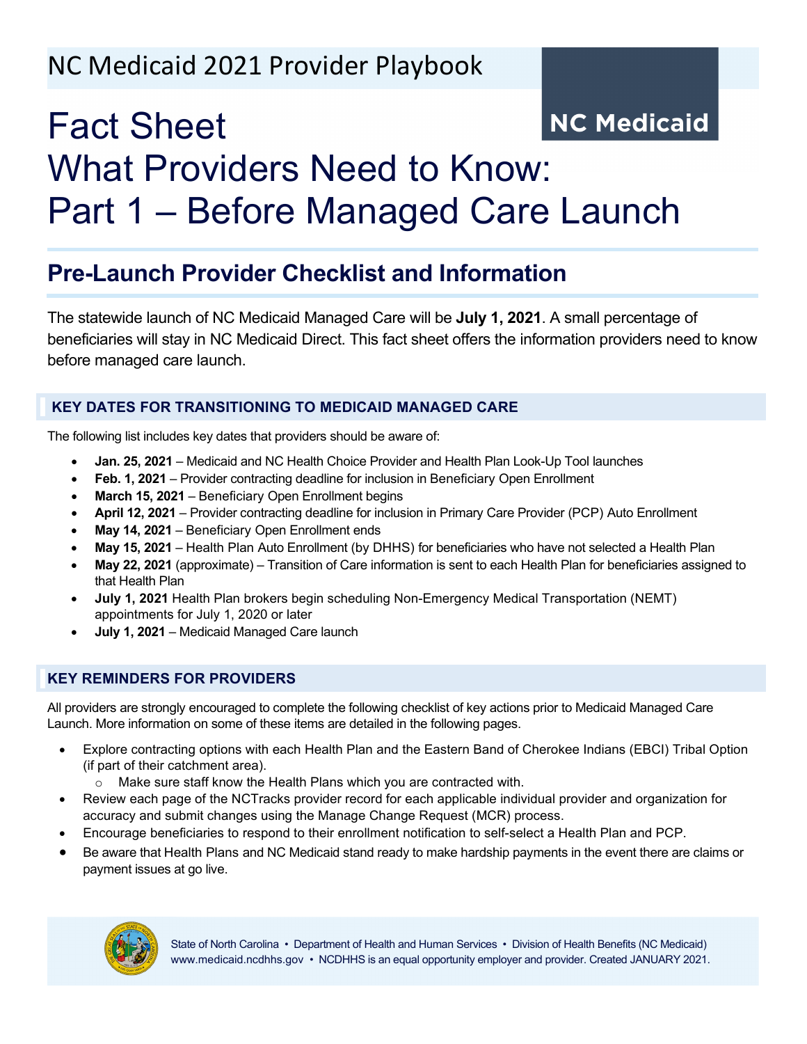NC Medicaid 2021 Provider Playbook

NC Medicaid

# Fact Sheet
# What Providers Need to Know: Part 1 – Before Managed Care Launch

## Pre-Launch Provider Checklist and Information

The statewide launch of NC Medicaid Managed Care will be **July 1, 2021**. A small percentage of beneficiaries will stay in NC Medicaid Direct. This fact sheet offers the information providers need to know before managed care launch.

### KEY DATES FOR TRANSITIONING TO MEDICAID MANAGED CARE

The following list includes key dates that providers should be aware of:

- **Jan. 25, 2021** – Medicaid and NC Health Choice Provider and Health Plan Look-Up Tool launches
- **Feb. 1, 2021** – Provider contracting deadline for inclusion in Beneficiary Open Enrollment
- **March 15, 2021** – Beneficiary Open Enrollment begins
- **April 12, 2021** – Provider contracting deadline for inclusion in Primary Care Provider (PCP) Auto Enrollment
- **May 14, 2021** – Beneficiary Open Enrollment ends
- **May 15, 2021** – Health Plan Auto Enrollment (by DHHS) for beneficiaries who have not selected a Health Plan
- **May 22, 2021** (approximate) – Transition of Care information is sent to each Health Plan for beneficiaries assigned to that Health Plan
- **July 1, 2021** Health Plan brokers begin scheduling Non-Emergency Medical Transportation (NEMT) appointments for July 1, 2020 or later
- **July 1, 2021** – Medicaid Managed Care launch

### KEY REMINDERS FOR PROVIDERS

All providers are strongly encouraged to complete the following checklist of key actions prior to Medicaid Managed Care Launch. More information on some of these items are detailed in the following pages.

- Explore contracting options with each Health Plan and the Eastern Band of Cherokee Indians (EBCI) Tribal Option (if part of their catchment area).
  - Make sure staff know the Health Plans which you are contracted with.
- Review each page of the NCTracks provider record for each applicable individual provider and organization for accuracy and submit changes using the Manage Change Request (MCR) process.
- Encourage beneficiaries to respond to their enrollment notification to self-select a Health Plan and PCP.
- Be aware that Health Plans and NC Medicaid stand ready to make hardship payments in the event there are claims or payment issues at go live.

State of North Carolina • Department of Health and Human Services • Division of Health Benefits (NC Medicaid)
www.medicaid.ncdhhs.gov • NCDHHS is an equal opportunity employer and provider. Created JANUARY 2021.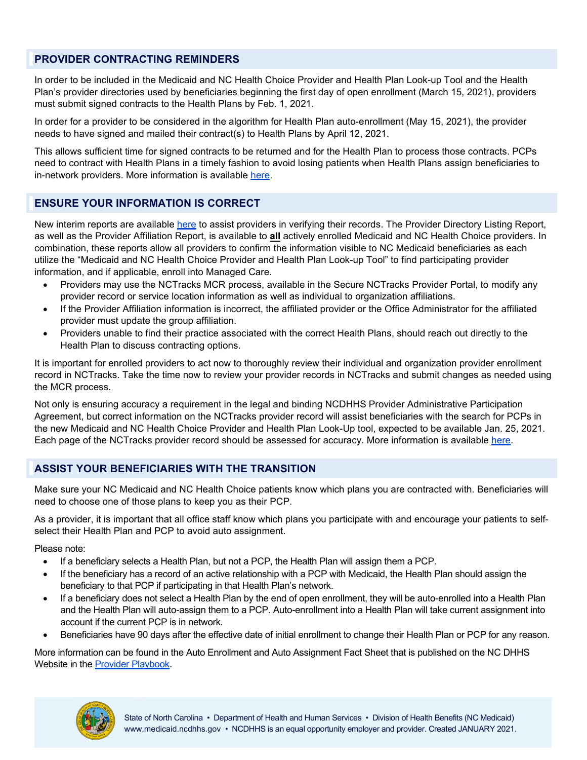## PROVIDER CONTRACTING REMINDERS

In order to be included in the Medicaid and NC Health Choice Provider and Health Plan Look-up Tool and the Health Plan's provider directories used by beneficiaries beginning the first day of open enrollment (March 15, 2021), providers must submit signed contracts to the Health Plans by Feb. 1, 2021.

In order for a provider to be considered in the algorithm for Health Plan auto-enrollment (May 15, 2021), the provider needs to have signed and mailed their contract(s) to Health Plans by April 12, 2021.

This allows sufficient time for signed contracts to be returned and for the Health Plan to process those contracts. PCPs need to contract with Health Plans in a timely fashion to avoid losing patients when Health Plans assign beneficiaries to in-network providers. More information is available here.

## ENSURE YOUR INFORMATION IS CORRECT

New interim reports are available here to assist providers in verifying their records. The Provider Directory Listing Report, as well as the Provider Affiliation Report, is available to **all** actively enrolled Medicaid and NC Health Choice providers. In combination, these reports allow all providers to confirm the information visible to NC Medicaid beneficiaries as each utilize the "Medicaid and NC Health Choice Provider and Health Plan Look-up Tool" to find participating provider information, and if applicable, enroll into Managed Care.

- Providers may use the NCTracks MCR process, available in the Secure NCTracks Provider Portal, to modify any provider record or service location information as well as individual to organization affiliations.
- If the Provider Affiliation information is incorrect, the affiliated provider or the Office Administrator for the affiliated provider must update the group affiliation.
- Providers unable to find their practice associated with the correct Health Plans, should reach out directly to the Health Plan to discuss contracting options.

It is important for enrolled providers to act now to thoroughly review their individual and organization provider enrollment record in NCTracks. Take the time now to review your provider records in NCTracks and submit changes as needed using the MCR process.

Not only is ensuring accuracy a requirement in the legal and binding NCDHHS Provider Administrative Participation Agreement, but correct information on the NCTracks provider record will assist beneficiaries with the search for PCPs in the new Medicaid and NC Health Choice Provider and Health Plan Look-Up tool, expected to be available Jan. 25, 2021. Each page of the NCTracks provider record should be assessed for accuracy. More information is available here.

## ASSIST YOUR BENEFICIARIES WITH THE TRANSITION

Make sure your NC Medicaid and NC Health Choice patients know which plans you are contracted with. Beneficiaries will need to choose one of those plans to keep you as their PCP.

As a provider, it is important that all office staff know which plans you participate with and encourage your patients to self-select their Health Plan and PCP to avoid auto assignment.

Please note:

- If a beneficiary selects a Health Plan, but not a PCP, the Health Plan will assign them a PCP.
- If the beneficiary has a record of an active relationship with a PCP with Medicaid, the Health Plan should assign the beneficiary to that PCP if participating in that Health Plan's network.
- If a beneficiary does not select a Health Plan by the end of open enrollment, they will be auto-enrolled into a Health Plan and the Health Plan will auto-assign them to a PCP. Auto-enrollment into a Health Plan will take current assignment into account if the current PCP is in network.
- Beneficiaries have 90 days after the effective date of initial enrollment to change their Health Plan or PCP for any reason.

More information can be found in the Auto Enrollment and Auto Assignment Fact Sheet that is published on the NC DHHS Website in the Provider Playbook.

State of North Carolina • Department of Health and Human Services • Division of Health Benefits (NC Medicaid)
www.medicaid.ncdhhs.gov • NCDHHS is an equal opportunity employer and provider. Created JANUARY 2021.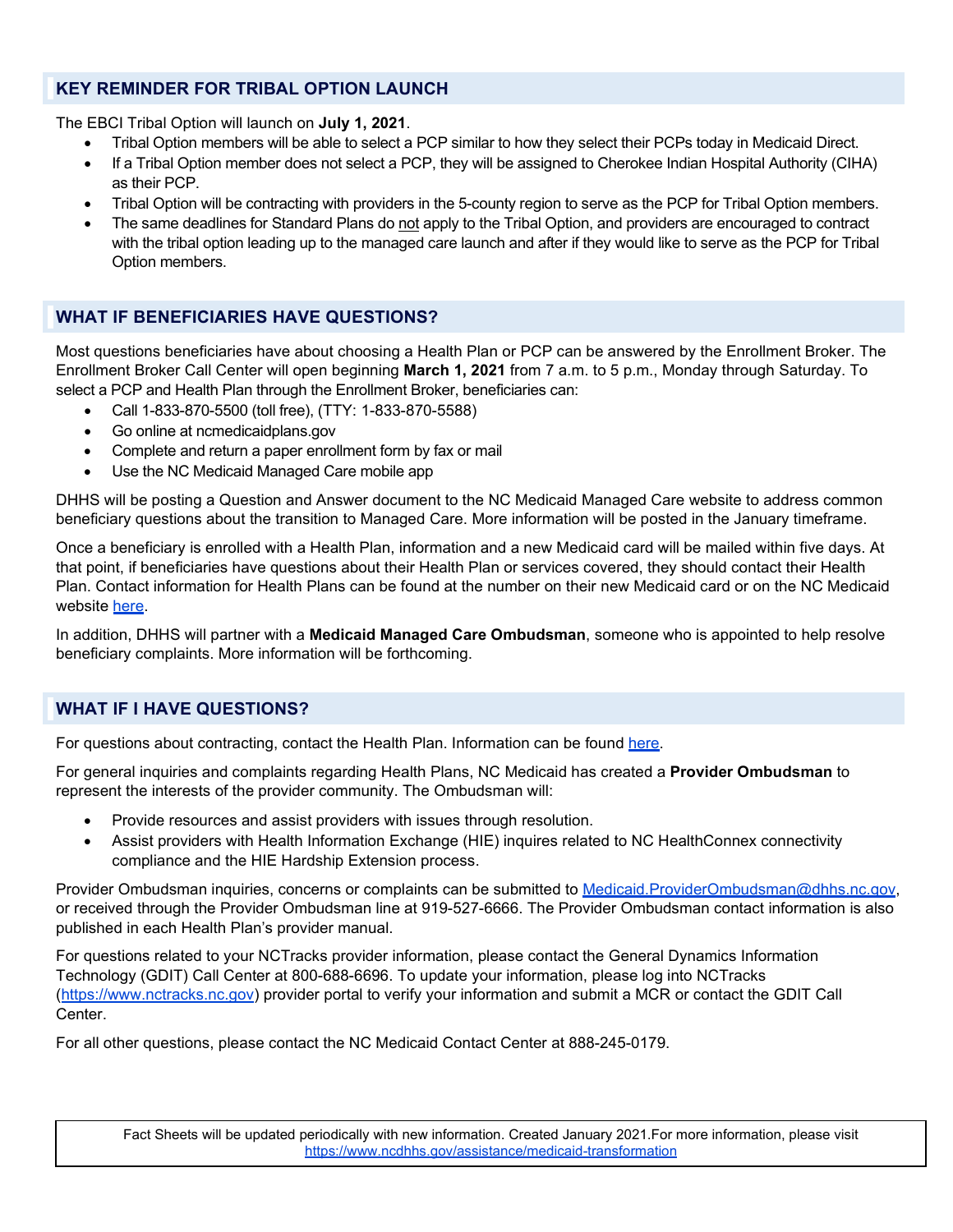## KEY REMINDER FOR TRIBAL OPTION LAUNCH

The EBCI Tribal Option will launch on **July 1, 2021**.

- Tribal Option members will be able to select a PCP similar to how they select their PCPs today in Medicaid Direct.
- If a Tribal Option member does not select a PCP, they will be assigned to Cherokee Indian Hospital Authority (CIHA) as their PCP.
- Tribal Option will be contracting with providers in the 5-county region to serve as the PCP for Tribal Option members.
- The same deadlines for Standard Plans do <u>not</u> apply to the Tribal Option, and providers are encouraged to contract with the tribal option leading up to the managed care launch and after if they would like to serve as the PCP for Tribal Option members.

## WHAT IF BENEFICIARIES HAVE QUESTIONS?

Most questions beneficiaries have about choosing a Health Plan or PCP can be answered by the Enrollment Broker. The Enrollment Broker Call Center will open beginning **March 1, 2021** from 7 a.m. to 5 p.m., Monday through Saturday. To select a PCP and Health Plan through the Enrollment Broker, beneficiaries can:

- Call 1-833-870-5500 (toll free), (TTY: 1-833-870-5588)
- Go online at ncmedicaidplans.gov
- Complete and return a paper enrollment form by fax or mail
- Use the NC Medicaid Managed Care mobile app

DHHS will be posting a Question and Answer document to the NC Medicaid Managed Care website to address common beneficiary questions about the transition to Managed Care. More information will be posted in the January timeframe.

Once a beneficiary is enrolled with a Health Plan, information and a new Medicaid card will be mailed within five days. At that point, if beneficiaries have questions about their Health Plan or services covered, they should contact their Health Plan. Contact information for Health Plans can be found at the number on their new Medicaid card or on the NC Medicaid website here.

In addition, DHHS will partner with a **Medicaid Managed Care Ombudsman**, someone who is appointed to help resolve beneficiary complaints. More information will be forthcoming.

## WHAT IF I HAVE QUESTIONS?

For questions about contracting, contact the Health Plan. Information can be found here.

For general inquiries and complaints regarding Health Plans, NC Medicaid has created a **Provider Ombudsman** to represent the interests of the provider community. The Ombudsman will:

- Provide resources and assist providers with issues through resolution.
- Assist providers with Health Information Exchange (HIE) inquires related to NC HealthConnex connectivity compliance and the HIE Hardship Extension process.

Provider Ombudsman inquiries, concerns or complaints can be submitted to Medicaid.ProviderOmbudsman@dhhs.nc.gov, or received through the Provider Ombudsman line at 919-527-6666. The Provider Ombudsman contact information is also published in each Health Plan's provider manual.

For questions related to your NCTracks provider information, please contact the General Dynamics Information Technology (GDIT) Call Center at 800-688-6696. To update your information, please log into NCTracks (https://www.nctracks.nc.gov) provider portal to verify your information and submit a MCR or contact the GDIT Call Center.

For all other questions, please contact the NC Medicaid Contact Center at 888-245-0179.

Fact Sheets will be updated periodically with new information. Created January 2021.For more information, please visit https://www.ncdhhs.gov/assistance/medicaid-transformation